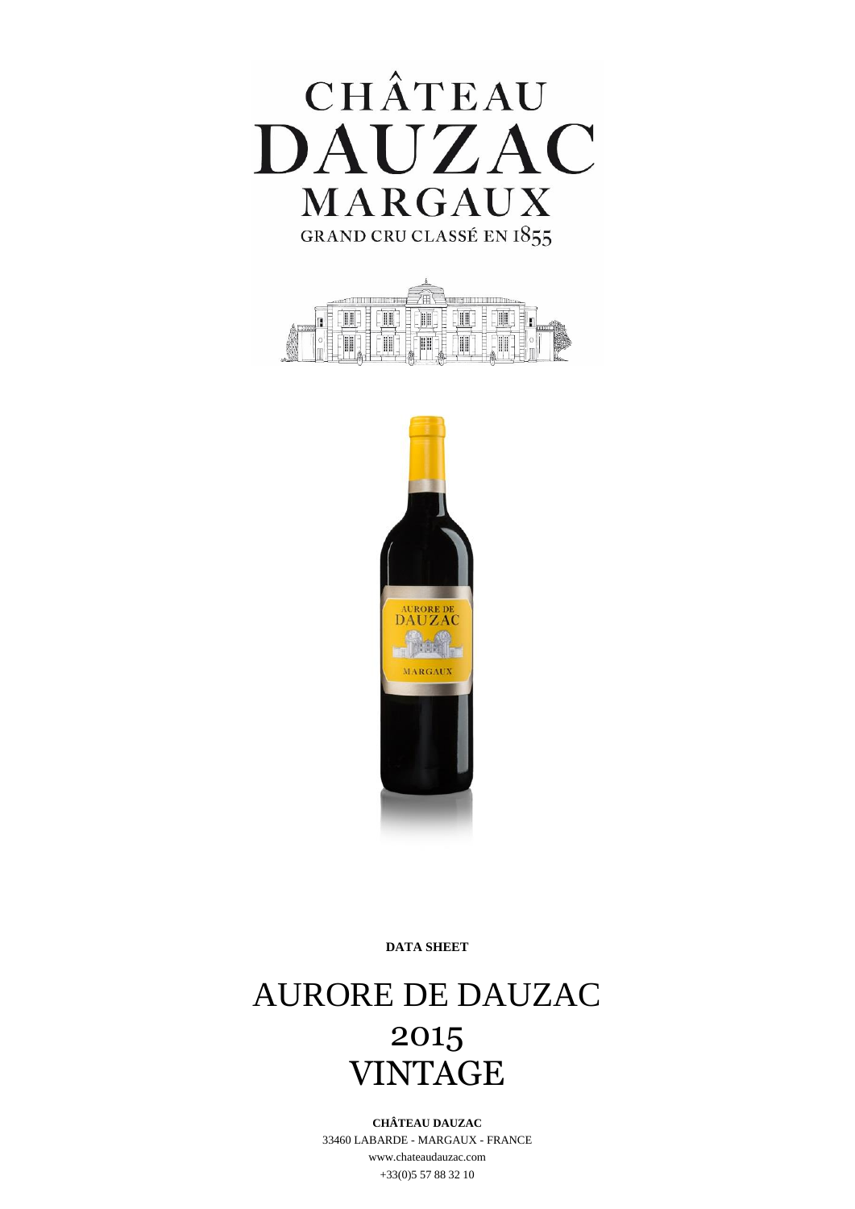# CHÂTEAU DAUZAC

MARGAUX

GRAND CRU CLASSÉ EN 1855

**DATA SHEET**

# AURORE DE DAUZAC
# 2015
# VINTAGE

**CHÂTEAU DAUZAC**

33460 LABARDE - MARGAUX - FRANCE

www.chateaudauzac.com

+33(0)5 57 88 32 10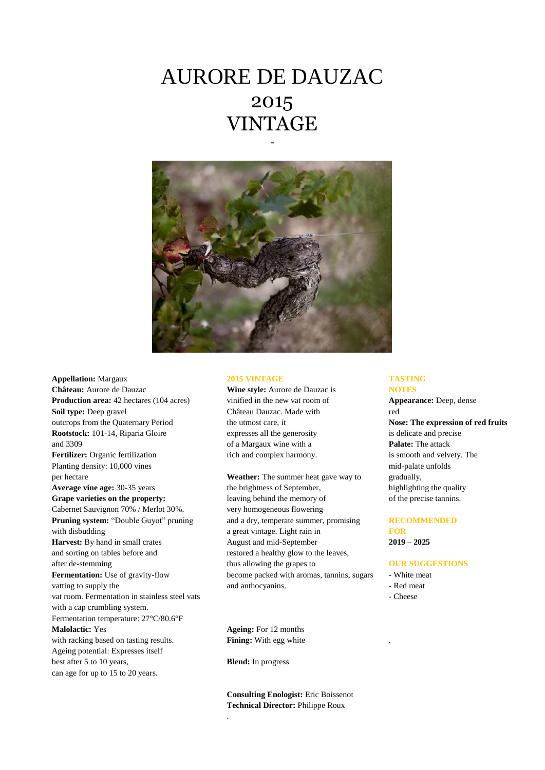# AURORE DE DAUZAC
# 2015
# VINTAGE

-

**Appellation:** Margaux
**Château:** Aurore de Dauzac
**Production area:** 42 hectares (104 acres)
**Soil type:** Deep gravel outcrops from the Quaternary Period
**Rootstock:** 101-14, Riparia Gloire and 3309
**Fertilizer:** Organic fertilization
Planting density: 10,000 vines per hectare
**Average vine age:** 30-35 years
**Grape varieties on the property:** Cabernet Sauvignon 70% / Merlot 30%.
**Pruning system:** "Double Guyot" pruning with disbudding
**Harvest:** By hand in small crates and sorting on tables before and after de-stemming
**Fermentation:** Use of gravity-flow vatting to supply the vat room. Fermentation in stainless steel vats with a cap crumbling system.
Fermentation temperature: 27°C/80.6°F
**Malolactic:** Yes with racking based on tasting results.
Ageing potential: Expresses itself best after 5 to 10 years, can age for up to 15 to 20 years.

## 2015 VINTAGE

**Wine style:** Aurore de Dauzac is vinified in the new vat room of Château Dauzac. Made with the utmost care, it expresses all the generosity of a Margaux wine with a rich and complex harmony.

**Weather:** The summer heat gave way to the brightness of September, leaving behind the memory of very homogeneous flowering and a dry, temperate summer, promising a great vintage. Light rain in August and mid-September restored a healthy glow to the leaves, thus allowing the grapes to become packed with aromas, tannins, sugars and anthocyanins.

**Ageing:** For 12 months
**Fining:** With egg white

**Blend:** In progress

**Consulting Enologist:** Eric Boissenot
**Technical Director:** Philippe Roux

## TASTING NOTES

**Appearance:** Deep, dense red
**Nose: The expression of red fruits** is delicate and precise
**Palate:** The attack is smooth and velvety. The mid-palate unfolds gradually, highlighting the quality of the precise tannins.

## RECOMMENDED FOR

**2019 – 2025**

## OUR SUGGESTIONS

- White meat
- Red meat
- Cheese